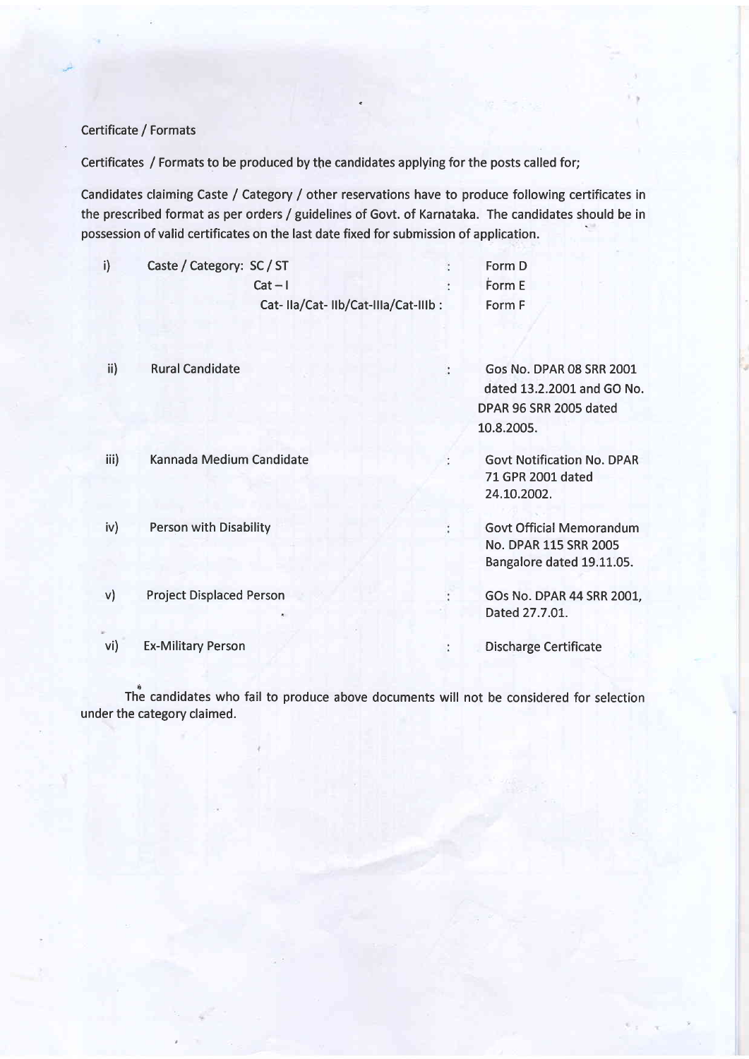Certificate / Formats

Certificates / Formats to be produced by the candidates applying for the posts called for;

Candidates claiming Caste / Category / other reservations have to produce following certificates in the prescribed format as per orders / guidelines of Govt. of Karnataka. The candidates should be in possession of valid certificates on the last date fixed for submission of application.

| | | | |
|---|---|---|---|
| i) | Caste / Category: SC / ST | : | Form D |
| | Cat – I | : | Form E |
| | Cat- IIa/Cat- IIb/Cat-IIIa/Cat-IIIb | : | Form F |
| ii) | Rural Candidate | : | Gos No. DPAR 08 SRR 2001 dated 13.2.2001 and GO No. DPAR 96 SRR 2005 dated 10.8.2005. |
| iii) | Kannada Medium Candidate | : | Govt Notification No. DPAR 71 GPR 2001 dated 24.10.2002. |
| iv) | Person with Disability | : | Govt Official Memorandum No. DPAR 115 SRR 2005 Bangalore dated 19.11.05. |
| v) | Project Displaced Person | : | GOs No. DPAR 44 SRR 2001, Dated 27.7.01. |
| vi) | Ex-Military Person | : | Discharge Certificate |

The candidates who fail to produce above documents will not be considered for selection under the category claimed.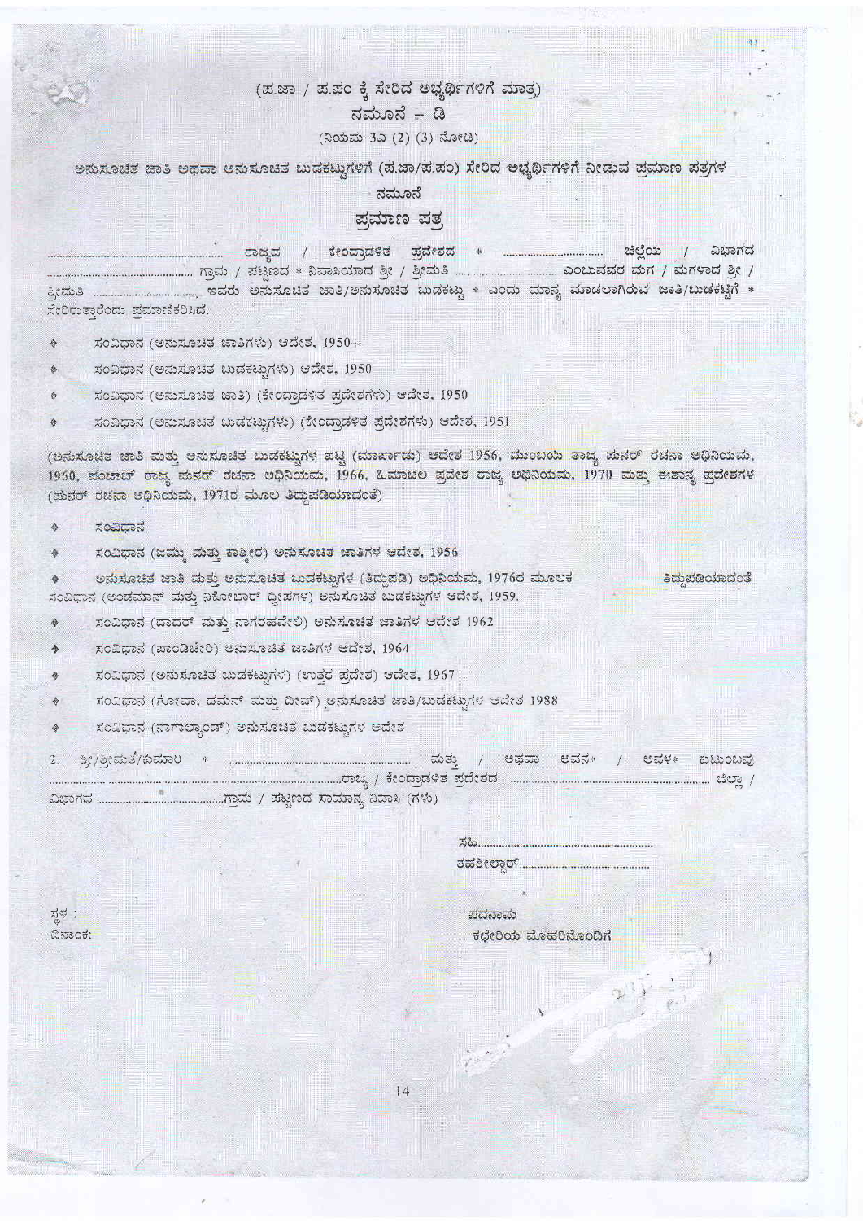(ಪ.ಜಾ / ಪ.ಪಂ ಕ್ಕೆ ಸೇರಿದ ಅಭ್ಯರ್ಥಿಗಳಿಗೆ ಮಾತ್ರ)

# ನಮೂನೆ – ಡಿ

(ನಿಯಮ 3ಎ (2) (3) ನೋಡಿ)

## ಅನುಸೂಚಿತ ಜಾತಿ ಅಥವಾ ಅನುಸೂಚಿತ ಬುಡಕಟ್ಟುಗಳಿಗೆ (ಪ.ಜಾ/ಪ.ಪಂ) ಸೇರಿದ ಅಭ್ಯರ್ಥಿಗಳಿಗೆ ನೀಡುವ ಪ್ರಮಾಣ ಪತ್ರಗಳ ನಮೂನೆ

## ಪ್ರಮಾಣ ಪತ್ರ

.................................... ರಾಜ್ಯದ / ಕೇಂದ್ರಾಡಳಿತ ಪ್ರದೇಶದ * .................... ಜಿಲ್ಲೆಯ / ವಿಭಾಗದ .................................... ಗ್ರಾಮ / ಪಟ್ಟಣದ * ನಿವಾಸಿಯಾದ ಶ್ರೀ / ಶ್ರೀಮತಿ .................... ಎಂಬುವವರ ಮಗ / ಮಗಳಾದ ಶ್ರೀ / ಶ್ರೀಮತಿ ...................., ಇವರು ಅನುಸೂಚಿತ ಜಾತಿ/ಅನುಸೂಚಿತ ಬುಡಕಟ್ಟು * ಎಂದು ಮಾನ್ಯ ಮಾಡಲಾಗಿರುವ ಜಾತಿ/ಬುಡಕಟ್ಟಿಗೆ * ಸೇರಿರುತ್ತಾರೆಂದು ಪ್ರಮಾಣಿಕರಿಸಿದೆ.

- ಸಂವಿಧಾನ (ಅನುಸೂಚಿತ ಜಾತಿಗಳು) ಆದೇಶ, 1950+
- ಸಂವಿಧಾನ (ಅನುಸೂಚಿತ ಬುಡಕಟ್ಟುಗಳು) ಆದೇಶ, 1950
- ಸಂವಿಧಾನ (ಅನುಸೂಚಿತ ಜಾತಿ) (ಕೇಂದ್ರಾಡಳಿತ ಪ್ರದೇಶಗಳು) ಆದೇಶ, 1950
- ಸಂವಿಧಾನ (ಅನುಸೂಚಿತ ಬುಡಕಟ್ಟುಗಳು) (ಕೇಂದ್ರಾಡಳಿತ ಪ್ರದೇಶಗಳು) ಆದೇಶ, 1951

(ಅನುಸೂಚಿತ ಜಾತಿ ಮತ್ತು ಅನುಸೂಚಿತ ಬುಡಕಟ್ಟುಗಳ ಪಟ್ಟಿ (ಮಾರ್ಪಾಡು) ಆದೇಶ 1956, ಮುಂಬಯಿ ರಾಜ್ಯ ಪುನರ್ ರಚನಾ ಅಧಿನಿಯಮ, 1960, ಪಂಜಾಬ್ ರಾಜ್ಯ ಪುನರ್ ರಚನಾ ಅಧಿನಿಯಮ, 1966, ಹಿಮಾಚಲ ಪ್ರದೇಶ ರಾಜ್ಯ ಅಧಿನಿಯಮ, 1970 ಮತ್ತು ಈಶಾನ್ಯ ಪ್ರದೇಶಗಳ (ಪುನರ್ ರಚನಾ ಅಧಿನಿಯಮ, 1971ರ ಮೂಲ ತಿದ್ದುಪಡಿಯಾದಂತೆ)

- ಸಂವಿಧಾನ
- ಸಂವಿಧಾನ (ಜಮ್ಮು ಮತ್ತು ಕಾಶ್ಮೀರ) ಅನುಸೂಚಿತ ಜಾತಿಗಳ ಆದೇಶ, 1956
- ಅನುಸೂಚಿತ ಜಾತಿ ಮತ್ತು ಅನುಸೂಚಿತ ಬುಡಕಟ್ಟುಗಳ (ತಿದ್ದುಪಡಿ) ಅಧಿನಿಯಮ, 1976ರ ಮೂಲಕ ತಿದ್ದುಪಡಿಯಾದಂತೆ ಸಂವಿಧಾನ (ಅಂಡಮಾನ್ ಮತ್ತು ನಿಕೋಬಾರ್ ದ್ವೀಪಗಳ) ಅನುಸೂಚಿತ ಬುಡಕಟ್ಟುಗಳ ಆದೇಶ, 1959.
- ಸಂವಿಧಾನ (ದಾದರ್ ಮತ್ತು ನಾಗರಹವೇಲಿ) ಅನುಸೂಚಿತ ಜಾತಿಗಳ ಆದೇಶ 1962
- ಸಂವಿಧಾನ (ಪಾಂಡಿಚೇರಿ) ಅನುಸೂಚಿತ ಜಾತಿಗಳ ಆದೇಶ, 1964
- ಸಂವಿಧಾನ (ಅನುಸೂಚಿತ ಬುಡಕಟ್ಟುಗಳ) (ಉತ್ತರ ಪ್ರದೇಶ) ಆದೇಶ, 1967
- ಸಂವಿಧಾನ (ಗೋವಾ, ದಮನ್ ಮತ್ತು ದೀವ್) ಅನುಸೂಚಿತ ಜಾತಿ/ಬುಡಕಟ್ಟುಗಳ ಆದೇಶ 1988
- ಸಂವಿಧಾನ (ನಾಗಾಲ್ಯಾಂಡ್) ಅನುಸೂಚಿತ ಬುಡಕಟ್ಟುಗಳ ಆದೇಶ

2. ಶ್ರೀ/ಶ್ರೀಮತಿ/ಕುಮಾರಿ * .................................................... ಮತ್ತು / ಅಥವಾ ಅವನ* / ಅವಳ* ಕುಟುಂಬವು .................................................... ರಾಜ್ಯ / ಕೇಂದ್ರಾಡಳಿತ ಪ್ರದೇಶದ .................................................... ಜಿಲ್ಲಾ / ವಿಭಾಗದ .................................... ಗ್ರಾಮ / ಪಟ್ಟಣದ ಸಾಮಾನ್ಯ ನಿವಾಸಿ (ಗಳು)

ಸಹಿ....................................................

ತಹಶೀಲ್ದಾರ್....................................................

ಸ್ಥಳ :

ದಿನಾಂಕ:

ಪದನಾಮ

ಕಛೇರಿಯ ಮೊಹರಿನೊಂದಿಗೆ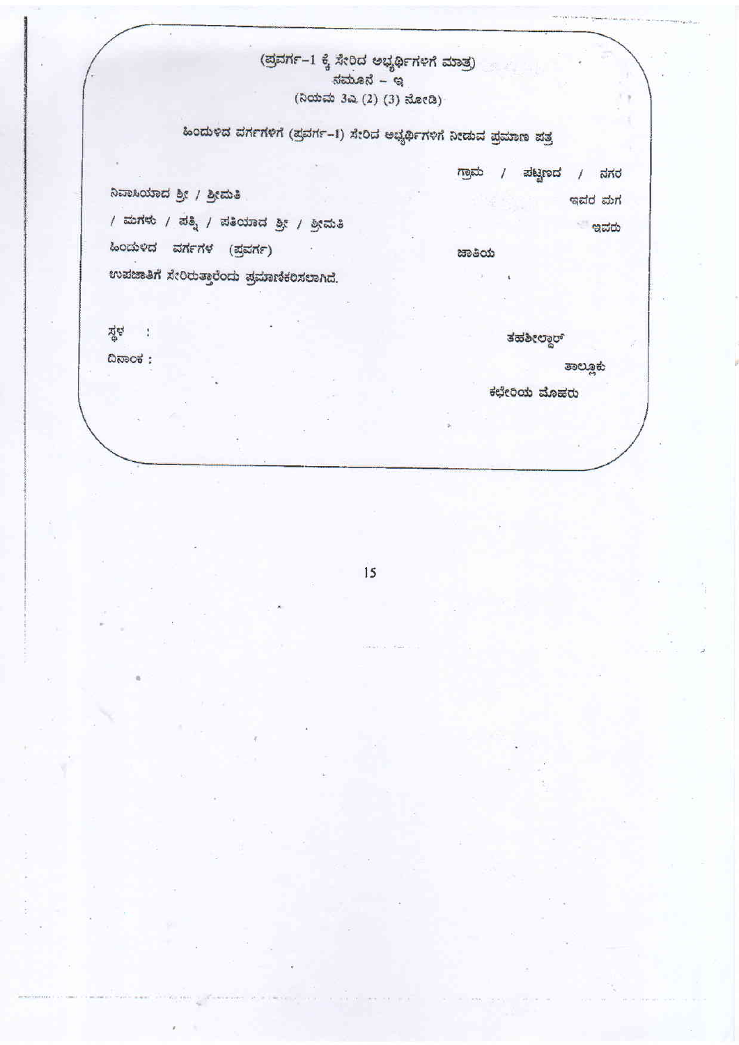(ಪ್ರವರ್ಗ-1 ಕ್ಕೆ ಸೇರಿದ ಅಭ್ಯರ್ಥಿಗಳಿಗೆ ಮಾತ್ರ)

ನಮೂನೆ – ಇ

(ನಿಯಮ 3ಎ (2) (3) ನೋಡಿ)

ಹಿಂದುಳಿದ ವರ್ಗಗಳಿಗೆ (ಪ್ರವರ್ಗ-1) ಸೇರಿದ ಅಭ್ಯರ್ಥಿಗಳಿಗೆ ನೀಡುವ ಪ್ರಮಾಣ ಪತ್ರ

ಗ್ರಾಮ / ಪಟ್ಟಣದ / ನಗರ

ನಿವಾಸಿಯಾದ ಶ್ರೀ / ಶ್ರೀಮತಿ ಇವರ ಮಗ

/ ಮಗಳು / ಪತ್ನಿ / ಪತಿಯಾದ ಶ್ರೀ / ಶ್ರೀಮತಿ ಇವರು

ಹಿಂದುಳಿದ ವರ್ಗಗಳ (ಪ್ರವರ್ಗ) ಜಾತಿಯ

ಉಪಜಾತಿಗೆ ಸೇರಿರುತ್ತಾರೆಂದು ಪ್ರಮಾಣೀಕರಿಸಲಾಗಿದೆ.

ಸ್ಥಳ :

ದಿನಾಂಕ :

ತಹಶೀಲ್ದಾರ್

ತಾಲ್ಲೂಕು

ಕಛೇರಿಯ ಮೊಹರು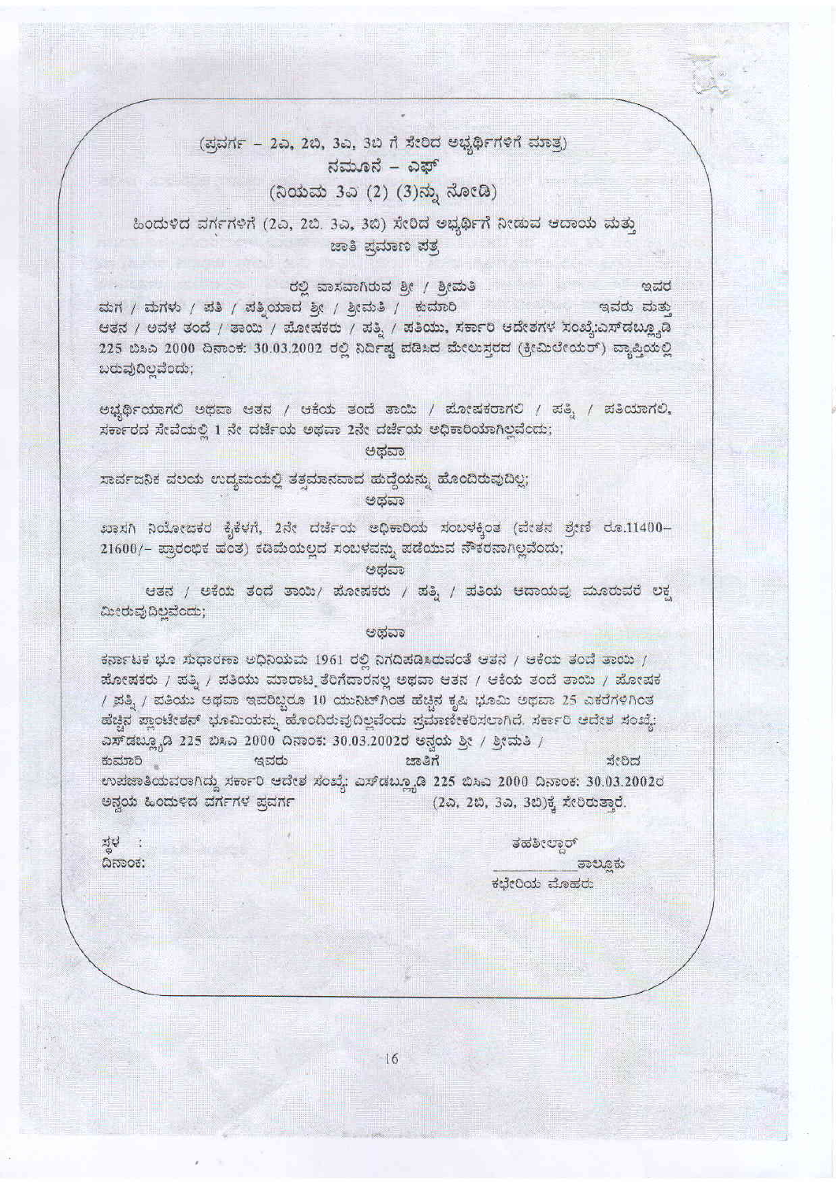(ಪ್ರವರ್ಗ – 2ಎ, 2ಬಿ, 3ಎ, 3ಬಿ ಗೆ ಸೇರಿದ ಅಭ್ಯರ್ಥಿಗಳಿಗೆ ಮಾತ್ರ)

ನಮೂನೆ – ಎಫ್

(ನಿಯಮ 3ಎ (2) (3)ನ್ನು ನೋಡಿ)

ಹಿಂದುಳಿದ ವರ್ಗಗಳಿಗೆ (2ಎ, 2ಬಿ, 3ಎ, 3ಬಿ) ಸೇರಿದ ಅಭ್ಯರ್ಥಿಗೆ ನೀಡುವ ಆದಾಯ ಮತ್ತು ಜಾತಿ ಪ್ರಮಾಣ ಪತ್ರ

ರಲ್ಲಿ ವಾಸವಾಗಿರುವ ಶ್ರೀ / ಶ್ರೀಮತಿ ಇವರ ಮಗ / ಮಗಳು / ಪತಿ / ಪತ್ನಿಯಾದ ಶ್ರೀ / ಶ್ರೀಮತಿ / ಕುಮಾರಿ ಇವರು ಮತ್ತು ಆತನ / ಅವಳ ತಂದೆ / ತಾಯಿ / ಪೋಷಕರು / ಪತ್ನಿ / ಪತಿಯು, ಸರ್ಕಾರಿ ಆದೇಶಗಳ ಸಂಖ್ಯೆ:ಎಸ್‌ಡಬ್ಲ್ಯೂಡಿ 225 ಬಿಸಿಎ 2000 ದಿನಾಂಕ: 30.03.2002 ರಲ್ಲಿ ನಿರ್ದಿಷ್ಟ ಪಡಿಸಿದ ಮೇಲುಸ್ತರದ (ಕ್ರೀಮಿಲೇಯರ್) ವ್ಯಾಪ್ತಿಯಲ್ಲಿ ಬರುವುದಿಲ್ಲವೆಂದು;

ಅಭ್ಯರ್ಥಿಯಾಗಲಿ ಅಥವಾ ಆತನ / ಆಕೆಯ ತಂದೆ ತಾಯಿ / ಪೋಷಕರಾಗಲಿ / ಪತ್ನಿ / ಪತಿಯಾಗಲಿ, ಸರ್ಕಾರದ ಸೇವೆಯಲ್ಲಿ 1 ನೇ ದರ್ಜೆಯ ಅಥವಾ 2ನೇ ದರ್ಜೆಯ ಅಧಿಕಾರಿಯಾಗಿಲ್ಲವೆಂದು;

ಅಥವಾ

ಸಾರ್ವಜನಿಕ ವಲಯ ಉದ್ಯಮಯಲ್ಲಿ ತತ್ಸಮಾನವಾದ ಹುದ್ದೆಯನ್ನು ಹೊಂದಿರುವುದಿಲ್ಲ;

ಅಥವಾ

ಖಾಸಗಿ ನಿಯೋಜಕರ ಕೈಕೆಳಗೆ, 2ನೇ ದರ್ಜೆಯ ಅಧಿಕಾರಿಯ ಸಂಬಳಕ್ಕಿಂತ (ವೇತನ ಶ್ರೇಣಿ ರೂ.11400–21600/– ಪ್ರಾರಂಭಿಕ ಹಂತ) ಕಡಿಮೆಯಲ್ಲದ ಸಂಬಳವನ್ನು ಪಡೆಯುವ ನೌಕರನಾಗಿಲ್ಲವೆಂದು;

ಅಥವಾ

ಆತನ / ಆಕೆಯ ತಂದೆ ತಾಯಿ/ ಪೋಷಕರು / ಪತ್ನಿ / ಪತಿಯ ಆದಾಯವು ಮೂರುವರೆ ಲಕ್ಷ ಮೀರುವುದಿಲ್ಲವೆಂದು;

ಅಥವಾ

ಕರ್ನಾಟಕ ಭೂ ಸುಧಾರಣಾ ಅಧಿನಿಯಮ 1961 ರಲ್ಲಿ ನಿಗದಿಪಡಿಸಿರುವಂತೆ ಆತನ / ಆಕೆಯ ತಂದೆ ತಾಯಿ / ಪೋಷಕರು / ಪತ್ನಿ / ಪತಿಯು ಮಾರಾಟ ತೆರಿಗೆದಾರನಲ್ಲ ಅಥವಾ ಆತನ / ಆಕೆಯ ತಂದೆ ತಾಯಿ / ಪೋಷಕ / ಪತ್ನಿ / ಪತಿಯು ಅಥವಾ ಇವರಿಬ್ಬರೂ 10 ಯುನಿಟ್‌ಗಿಂತ ಹೆಚ್ಚಿನ ಕೃಷಿ ಭೂಮಿ ಅಥವಾ 25 ಎಕರೆಗಳಿಗಿಂತ ಹೆಚ್ಚಿನ ಪ್ಲಾಂಟೇಶನ್ ಭೂಮಿಯನ್ನು ಹೊಂದಿರುವುದಿಲ್ಲವೆಂದು ಪ್ರಮಾಣೀಕರಿಸಲಾಗಿದೆ. ಸರ್ಕಾರಿ ಆದೇಶ ಸಂಖ್ಯೆ: ಎಸ್‌ಡಬ್ಲ್ಯೂಡಿ 225 ಬಿಸಿಎ 2000 ದಿನಾಂಕ: 30.03.2002ರ ಅನ್ವಯ ಶ್ರೀ / ಶ್ರೀಮತಿ / ಕುಮಾರಿ ಇವರು ಜಾತಿಗೆ ಸೇರಿದ ಉಪಜಾತಿಯವರಾಗಿದ್ದು ಸರ್ಕಾರಿ ಆದೇಶ ಸಂಖ್ಯೆ: ಎಸ್‌ಡಬ್ಲ್ಯೂಡಿ 225 ಬಿಸಿಎ 2000 ದಿನಾಂಕ: 30.03.2002ರ ಅನ್ವಯ ಹಿಂದುಳಿದ ವರ್ಗಗಳ ಪ್ರವರ್ಗ (2ಎ, 2ಬಿ, 3ಎ, 3ಬಿ)ಕ್ಕೆ ಸೇರಿರುತ್ತಾರೆ.

ಸ್ಥಳ :

ದಿನಾಂಕ:

ತಹಶೀಲ್ದಾರ್

\_\_\_\_\_\_\_\_\_ ತಾಲ್ಲೂಕು

ಕಛೇರಿಯ ಮೊಹರು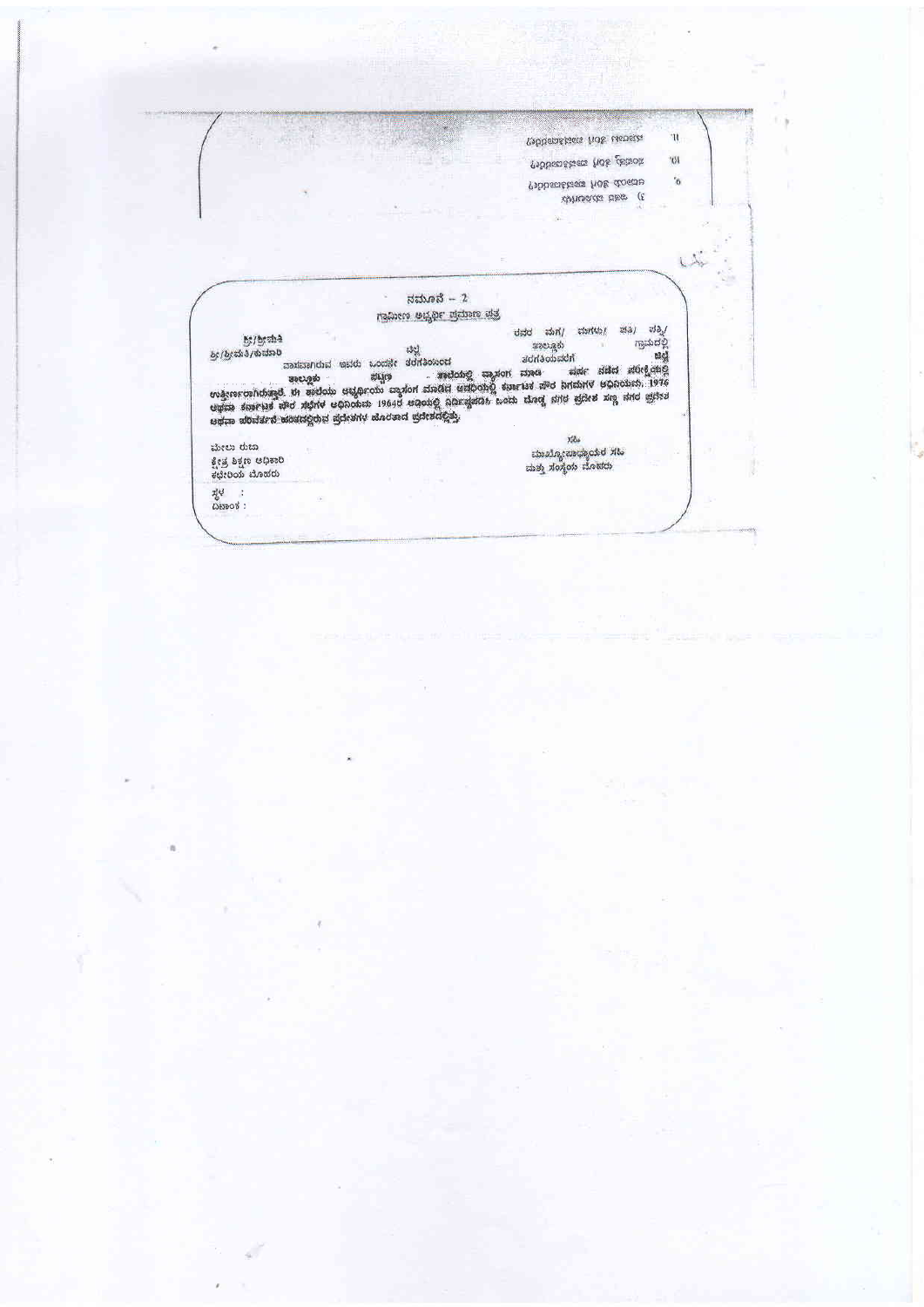ನಮೂನೆ – 2

ಗ್ರಾಮೀಣ ಅಭ್ಯರ್ಥಿ ಪ್ರಮಾಣ ಪತ್ರ

ಶ್ರೀ/ಶ್ರೀಮತಿ ರವರ ಮಗ/ ಮಗಳು/ ಪತಿ/ ಪತ್ನಿ/ ಶ್ರೀ/ಶ್ರೀಮತಿ/ಕುಮಾರಿ ತಾಲ್ಲೂಕು ಗ್ರಾಮದಲ್ಲಿ ಜಿಲ್ಲೆ ವಾಸವಾಗಿರುವ ಇವರು ಒಂದನೇ ತರಗತಿಯಿಂದ ತರಗತಿಯವರೆಗೆ ಜಿಲ್ಲೆ ತಾಲ್ಲೂಕು ಪಟ್ಟಣ ಶಾಲೆಯಲ್ಲಿ ವ್ಯಾಸಂಗ ಮಾಡಿ ವರ್ಷ ನಡೆದ ಪರೀಕ್ಷೆಯಲ್ಲಿ ಉತ್ತೀರ್ಣರಾಗಿರುತ್ತಾರೆ. ಈ ಶಾಲೆಯು ಅಭ್ಯರ್ಥಿಯು ವ್ಯಾಸಂಗ ಮಾಡಿದ ಅವಧಿಯಲ್ಲಿ ಕರ್ನಾಟಕ ಪೌರ ನಿಗಮಗಳ ಅಧಿನಿಯಮ, 1976 ಅಥವಾ ಕರ್ನಾಟಕ ಪೌರ ಸಭೆಗಳ ಅಧಿನಿಯಮ 1964ರ ಅಡಿಯಲ್ಲಿ ನಿರ್ದಿಷ್ಟಪಡಿಸಿದ ಒಂದು ದೊಡ್ಡ ನಗರ ಪ್ರದೇಶ ಸಣ್ಣ ನಗರ ಪ್ರದೇಶ ಅಥವಾ ಪರಿವರ್ತನೆ ಹಂತದಲ್ಲಿರುವ ಪ್ರದೇಶಗಳ ಹೊರತಾದ ಪ್ರದೇಶದಲ್ಲಿತ್ತು.

ಮೇಲು ರುಜು
ಕ್ಷೇತ್ರ ಶಿಕ್ಷಣ ಅಧಿಕಾರಿ
ಕಛೇರಿಯ ಮೊಹರು

ಸಹಿ
ಮುಖ್ಯೋಪಾಧ್ಯಾಯರ ಸಹಿ
ಮತ್ತು ಸಂಸ್ಥೆಯ ಮೊಹರು

ಸ್ಥಳ :
ದಿನಾಂಕ :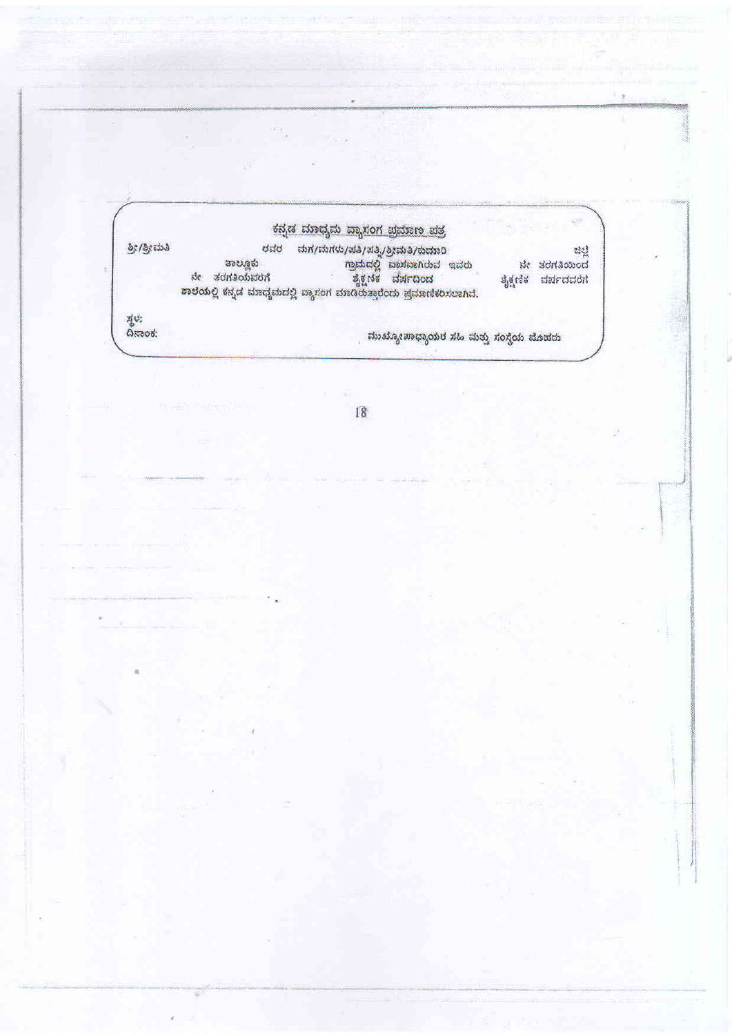## ಕನ್ನಡ ಮಾಧ್ಯಮ ವ್ಯಾಸಂಗ ಪ್ರಮಾಣ ಪತ್ರ

ಶ್ರೀ/ಶ್ರೀಮತಿ ರವರ ಮಗ/ಮಗಳು/ಪತಿ/ಪತ್ನಿ/ಶ್ರೀಮತಿ/ಕುಮಾರಿ ಜಿಲ್ಲೆ ತಾಲ್ಲೂಕು ಗ್ರಾಮದಲ್ಲಿ ವಾಸವಾಗಿರುವ ಇವರು ನೇ ತರಗತಿಯಿಂದ ನೇ ತರಗತಿಯವರೆಗೆ ಶೈಕ್ಷಣಿಕ ವರ್ಷದಿಂದ ಶೈಕ್ಷಣಿಕ ವರ್ಷದವರೆಗೆ ಶಾಲೆಯಲ್ಲಿ ಕನ್ನಡ ಮಾಧ್ಯಮದಲ್ಲಿ ವ್ಯಾಸಂಗ ಮಾಡಿರುತ್ತಾರೆಂದು ಪ್ರಮಾಣೀಕರಿಸಲಾಗಿದೆ.

ಸ್ಥಳ:

ದಿನಾಂಕ:

ಮುಖ್ಯೋಪಾಧ್ಯಾಯರ ಸಹಿ ಮತ್ತು ಸಂಸ್ಥೆಯ ಮೊಹರು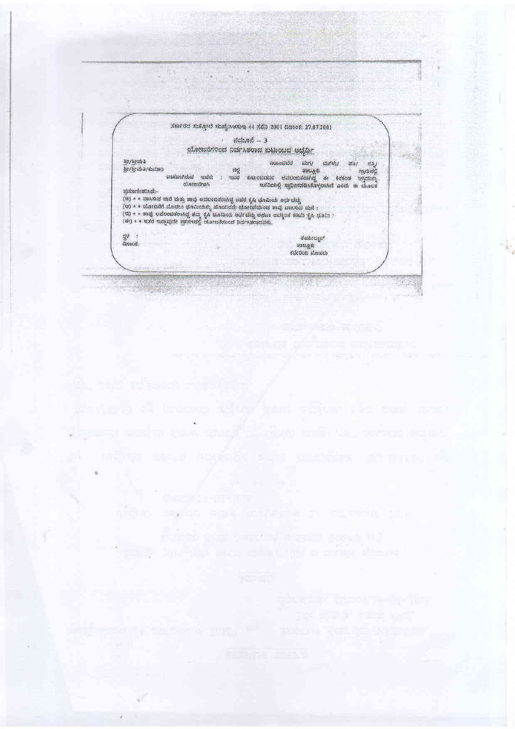ಸರ್ಕಾರದ ಸುತ್ತೋಲೆ ಸಂಖ್ಯೆ:ಆಇಇ 44 ಸಸೆಪ 2001 ದಿನಾಂಕ: 27.07.2001

## ನಮೂನೆ – 3

### ಯೋಜನೆಗಳಿಂದ ನಿರ್ವಸಿತರಾದ ಕುಟುಂಬದ ಅಭ್ಯರ್ಥಿ

ಶ್ರೀ/ಶ್ರೀಮತಿ ಇವರ ಮಗ/ ಮಗಳು/ ಪತಿ/ ಪತ್ನಿ/ ಶ್ರೀ/ಶ್ರೀಮತಿ/ಕುಮಾರಿ ಜಿಲ್ಲೆ ತಾಲ್ಲೂಕು ಗ್ರಾಮದಲ್ಲಿ ವಾಸವಾಗಿರುವ ಇವರು : ಇವರ ಕುಟುಂಬದವರ ಅವಲಂಬಿತರಾಗಿದ್ದು ಈ ಕೆಳಕಂಡ ಆಸ್ತಿಯನ್ನು ಯೋಜನೆಗಾಗಿ ಇವರಿಯಲ್ಲಿ ಸ್ವಾಧೀನಪಡಿಸಿಕೊಳ್ಳಲಾಗಿದೆ ಎಂದು ಈ ಮೂಲಕ ಪ್ರಮಾಣೀಕರಿಸಿದೆ:-

(ಅ) * * ವಾಸಿಸುವ ಮನೆ ಮತ್ತು ತಾವು ಅವಲಂಬಿತರಾಗಿದ್ದ ಅವರ ಕೃಷಿ ಭೂಮಿಯ ಅರ್ಧದಷ್ಟು

(ಆ) * * ಯೋಜನೆಗೆ ಮೊದಲು ಭೂಮಿಯನ್ನು ಹೊಂದಿದ್ದರೆ: ಯೋಜನೆಯಿಂದ ತಾವು ವಾಸಿಸುವ ಮನೆ ;

(ಇ) * * ತಾವು ಅವಲಂಬಿತರಾಗಿದ್ದ ತಮ್ಮ ಕೃಷಿ ಭೂಮಿಯ ಅರ್ಧದಷ್ಟು ಅಥವಾ ಅದಕ್ಕಿಂತ ಹೆಚ್ಚು ಕೃಷಿ ಭೂಮಿ ;

(ಈ) * * ಇತರ ಇದ್ದಲ್ಲಿ ಪ್ರಕಾರದಲ್ಲಿ ಯೋಜನೆಯಿಂದ ನಿರ್ವಸಿತರಾದವರು.

ಸ್ಥಳ :

ದಿನಾಂಕ:

ತಹಶೀಲ್ದಾರ್
ತಾಲ್ಲೂಕು
ಕಛೇರಿಯ ಮೊಹರು